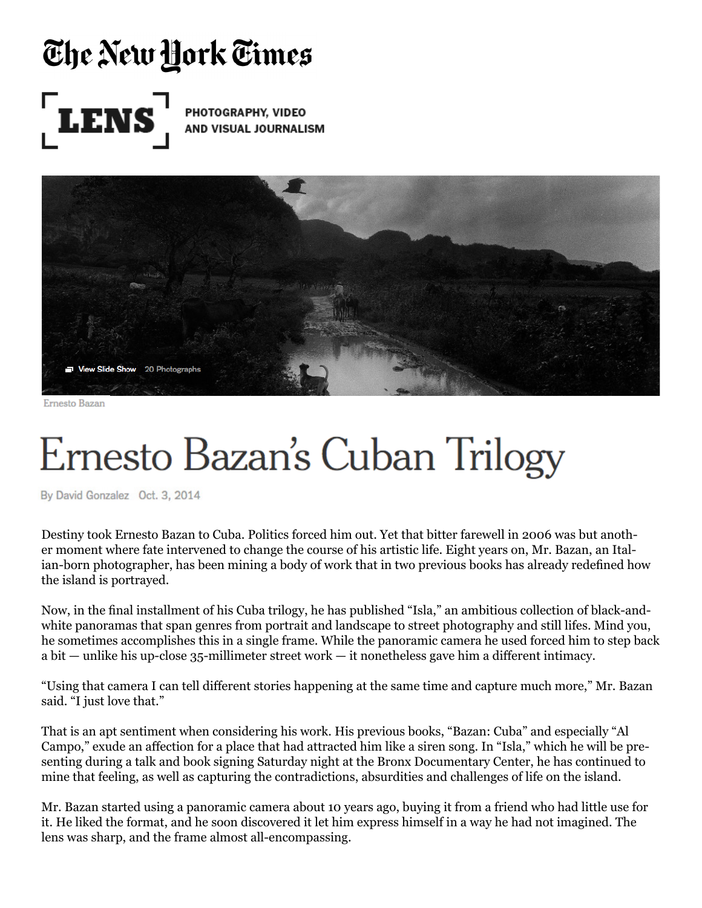The New York Times

LENS — PHOTOGRAPHY, VIDEO AND VISUAL JOURNALISM

View Slide Show 20 Photographs

Ernesto Bazan

# Ernesto Bazan's Cuban Trilogy

By David Gonzalez Oct. 3, 2014

Destiny took Ernesto Bazan to Cuba. Politics forced him out. Yet that bitter farewell in 2006 was but another moment where fate intervened to change the course of his artistic life. Eight years on, Mr. Bazan, an Italian-born photographer, has been mining a body of work that in two previous books has already redefined how the island is portrayed.

Now, in the final installment of his Cuba trilogy, he has published "Isla," an ambitious collection of black-and-white panoramas that span genres from portrait and landscape to street photography and still lifes. Mind you, he sometimes accomplishes this in a single frame. While the panoramic camera he used forced him to step back a bit — unlike his up-close 35-millimeter street work — it nonetheless gave him a different intimacy.

"Using that camera I can tell different stories happening at the same time and capture much more," Mr. Bazan said. "I just love that."

That is an apt sentiment when considering his work. His previous books, "Bazan: Cuba" and especially "Al Campo," exude an affection for a place that had attracted him like a siren song. In "Isla," which he will be presenting during a talk and book signing Saturday night at the Bronx Documentary Center, he has continued to mine that feeling, as well as capturing the contradictions, absurdities and challenges of life on the island.

Mr. Bazan started using a panoramic camera about 10 years ago, buying it from a friend who had little use for it. He liked the format, and he soon discovered it let him express himself in a way he had not imagined. The lens was sharp, and the frame almost all-encompassing.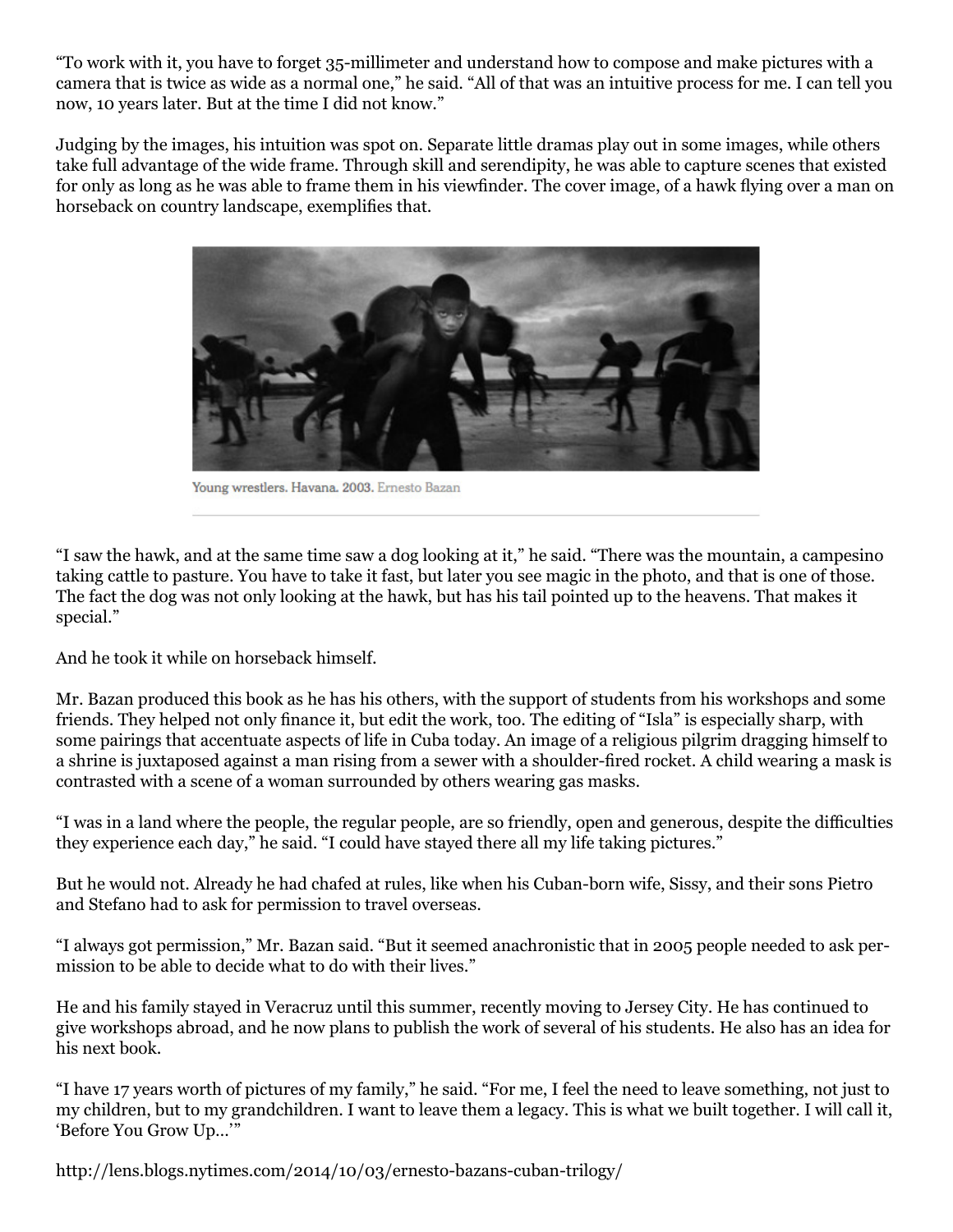"To work with it, you have to forget 35-millimeter and understand how to compose and make pictures with a camera that is twice as wide as a normal one," he said. "All of that was an intuitive process for me. I can tell you now, 10 years later. But at the time I did not know."

Judging by the images, his intuition was spot on. Separate little dramas play out in some images, while others take full advantage of the wide frame. Through skill and serendipity, he was able to capture scenes that existed for only as long as he was able to frame them in his viewfinder. The cover image, of a hawk flying over a man on horseback on country landscape, exemplifies that.

Young wrestlers. Havana. 2003. Ernesto Bazan

"I saw the hawk, and at the same time saw a dog looking at it," he said. "There was the mountain, a campesino taking cattle to pasture. You have to take it fast, but later you see magic in the photo, and that is one of those. The fact the dog was not only looking at the hawk, but has his tail pointed up to the heavens. That makes it special."

And he took it while on horseback himself.

Mr. Bazan produced this book as he has his others, with the support of students from his workshops and some friends. They helped not only finance it, but edit the work, too. The editing of "Isla" is especially sharp, with some pairings that accentuate aspects of life in Cuba today. An image of a religious pilgrim dragging himself to a shrine is juxtaposed against a man rising from a sewer with a shoulder-fired rocket. A child wearing a mask is contrasted with a scene of a woman surrounded by others wearing gas masks.

"I was in a land where the people, the regular people, are so friendly, open and generous, despite the difficulties they experience each day," he said. "I could have stayed there all my life taking pictures."

But he would not. Already he had chafed at rules, like when his Cuban-born wife, Sissy, and their sons Pietro and Stefano had to ask for permission to travel overseas.

"I always got permission," Mr. Bazan said. "But it seemed anachronistic that in 2005 people needed to ask permission to be able to decide what to do with their lives."

He and his family stayed in Veracruz until this summer, recently moving to Jersey City. He has continued to give workshops abroad, and he now plans to publish the work of several of his students. He also has an idea for his next book.

"I have 17 years worth of pictures of my family," he said. "For me, I feel the need to leave something, not just to my children, but to my grandchildren. I want to leave them a legacy. This is what we built together. I will call it, 'Before You Grow Up...'"

http://lens.blogs.nytimes.com/2014/10/03/ernesto-bazans-cuban-trilogy/